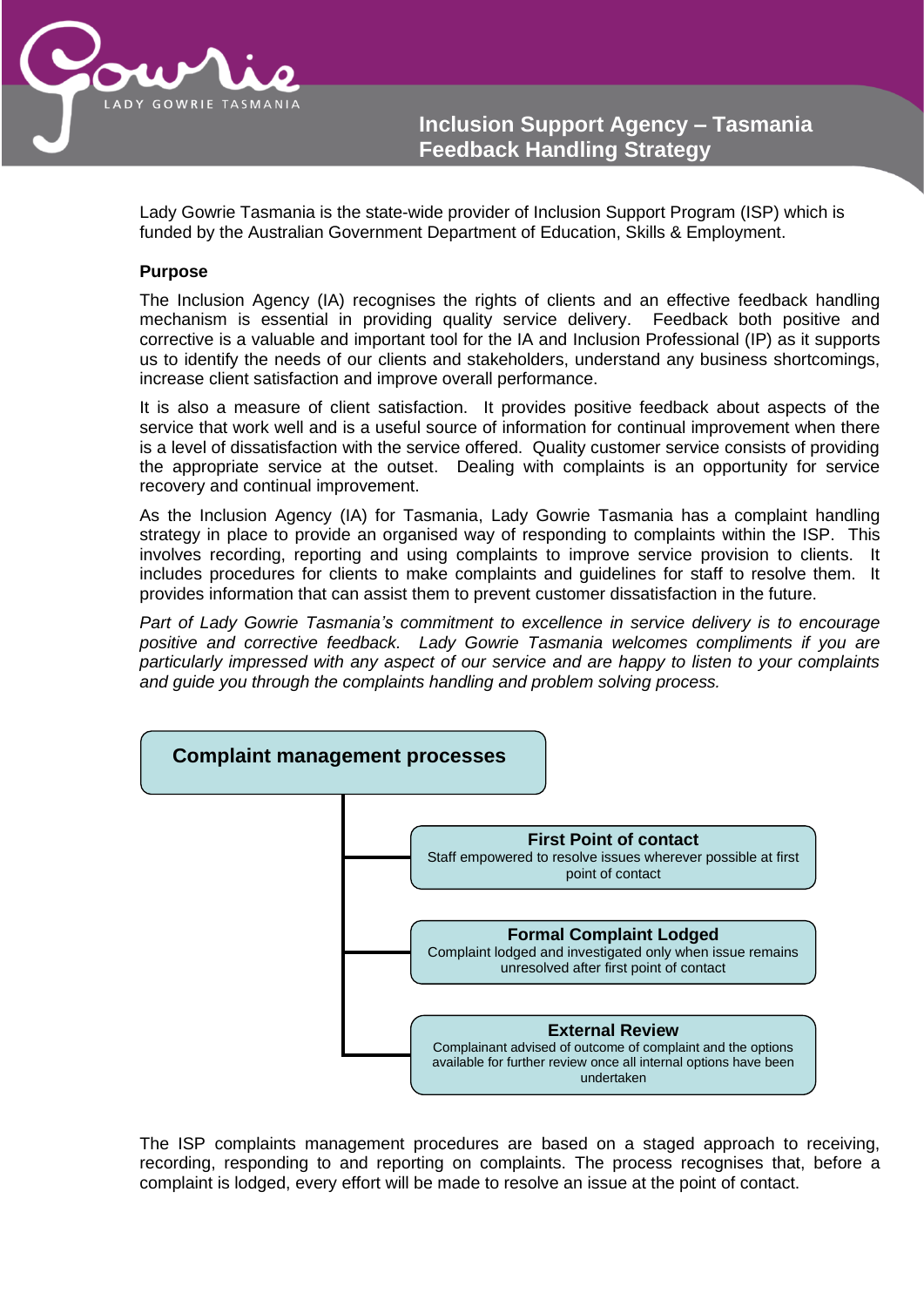# Inclusion Support Agency – Tasmania
# Feedback Handling Strategy

Lady Gowrie Tasmania is the state-wide provider of Inclusion Support Program (ISP) which is funded by the Australian Government Department of Education, Skills & Employment.

**Purpose**

The Inclusion Agency (IA) recognises the rights of clients and an effective feedback handling mechanism is essential in providing quality service delivery. Feedback both positive and corrective is a valuable and important tool for the IA and Inclusion Professional (IP) as it supports us to identify the needs of our clients and stakeholders, understand any business shortcomings, increase client satisfaction and improve overall performance.

It is also a measure of client satisfaction. It provides positive feedback about aspects of the service that work well and is a useful source of information for continual improvement when there is a level of dissatisfaction with the service offered. Quality customer service consists of providing the appropriate service at the outset. Dealing with complaints is an opportunity for service recovery and continual improvement.

As the Inclusion Agency (IA) for Tasmania, Lady Gowrie Tasmania has a complaint handling strategy in place to provide an organised way of responding to complaints within the ISP. This involves recording, reporting and using complaints to improve service provision to clients. It includes procedures for clients to make complaints and guidelines for staff to resolve them. It provides information that can assist them to prevent customer dissatisfaction in the future.

*Part of Lady Gowrie Tasmania's commitment to excellence in service delivery is to encourage positive and corrective feedback. Lady Gowrie Tasmania welcomes compliments if you are particularly impressed with any aspect of our service and are happy to listen to your complaints and guide you through the complaints handling and problem solving process.*

**Complaint management processes**

- **First Point of contact**
  Staff empowered to resolve issues wherever possible at first point of contact
- **Formal Complaint Lodged**
  Complaint lodged and investigated only when issue remains unresolved after first point of contact
- **External Review**
  Complainant advised of outcome of complaint and the options available for further review once all internal options have been undertaken

The ISP complaints management procedures are based on a staged approach to receiving, recording, responding to and reporting on complaints. The process recognises that, before a complaint is lodged, every effort will be made to resolve an issue at the point of contact.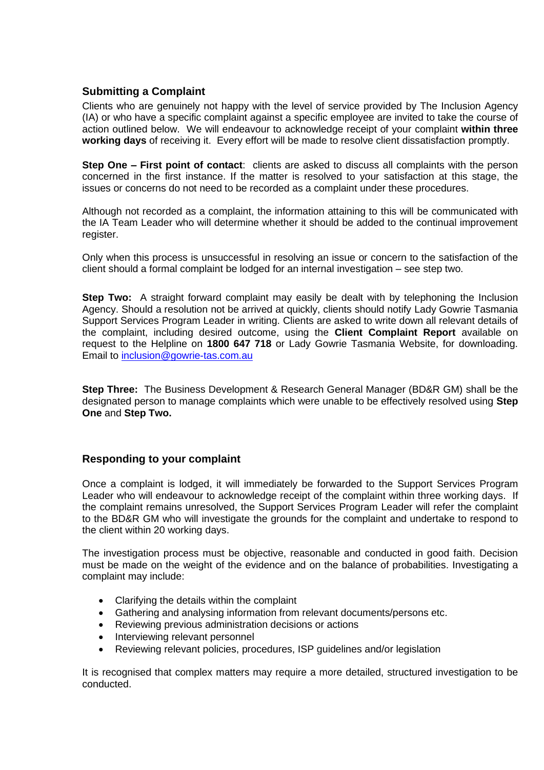## Submitting a Complaint

Clients who are genuinely not happy with the level of service provided by The Inclusion Agency (IA) or who have a specific complaint against a specific employee are invited to take the course of action outlined below. We will endeavour to acknowledge receipt of your complaint **within three working days** of receiving it. Every effort will be made to resolve client dissatisfaction promptly.

**Step One – First point of contact**: clients are asked to discuss all complaints with the person concerned in the first instance. If the matter is resolved to your satisfaction at this stage, the issues or concerns do not need to be recorded as a complaint under these procedures.

Although not recorded as a complaint, the information attaining to this will be communicated with the IA Team Leader who will determine whether it should be added to the continual improvement register.

Only when this process is unsuccessful in resolving an issue or concern to the satisfaction of the client should a formal complaint be lodged for an internal investigation – see step two.

**Step Two:** A straight forward complaint may easily be dealt with by telephoning the Inclusion Agency. Should a resolution not be arrived at quickly, clients should notify Lady Gowrie Tasmania Support Services Program Leader in writing. Clients are asked to write down all relevant details of the complaint, including desired outcome, using the **Client Complaint Report** available on request to the Helpline on **1800 647 718** or Lady Gowrie Tasmania Website, for downloading. Email to inclusion@gowrie-tas.com.au

**Step Three:** The Business Development & Research General Manager (BD&R GM) shall be the designated person to manage complaints which were unable to be effectively resolved using **Step One** and **Step Two.**

## Responding to your complaint

Once a complaint is lodged, it will immediately be forwarded to the Support Services Program Leader who will endeavour to acknowledge receipt of the complaint within three working days. If the complaint remains unresolved, the Support Services Program Leader will refer the complaint to the BD&R GM who will investigate the grounds for the complaint and undertake to respond to the client within 20 working days.

The investigation process must be objective, reasonable and conducted in good faith. Decision must be made on the weight of the evidence and on the balance of probabilities. Investigating a complaint may include:

- Clarifying the details within the complaint
- Gathering and analysing information from relevant documents/persons etc.
- Reviewing previous administration decisions or actions
- Interviewing relevant personnel
- Reviewing relevant policies, procedures, ISP guidelines and/or legislation

It is recognised that complex matters may require a more detailed, structured investigation to be conducted.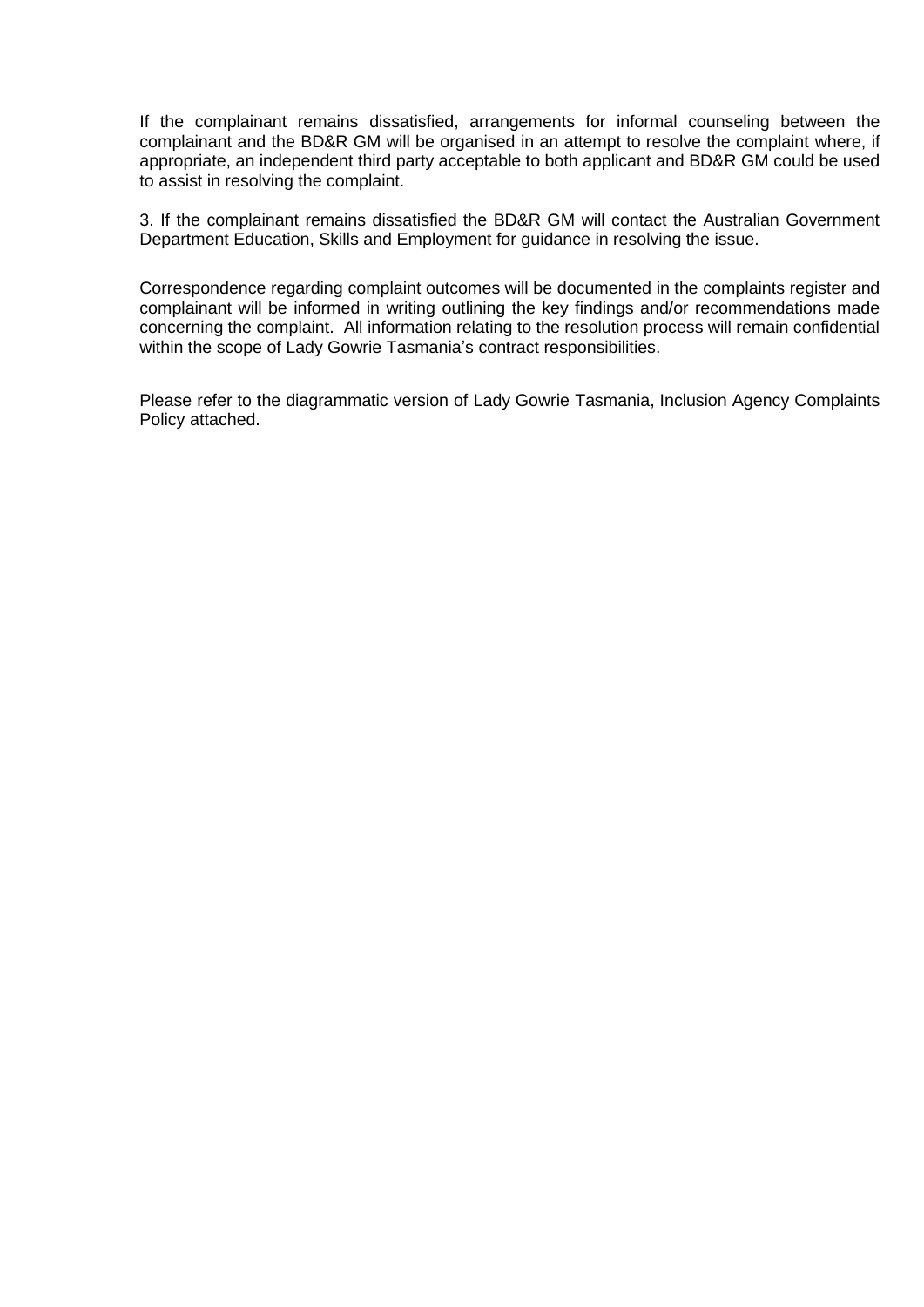If the complainant remains dissatisfied, arrangements for informal counseling between the complainant and the BD&R GM will be organised in an attempt to resolve the complaint where, if appropriate, an independent third party acceptable to both applicant and BD&R GM could be used to assist in resolving the complaint.

3. If the complainant remains dissatisfied the BD&R GM will contact the Australian Government Department Education, Skills and Employment for guidance in resolving the issue.

Correspondence regarding complaint outcomes will be documented in the complaints register and complainant will be informed in writing outlining the key findings and/or recommendations made concerning the complaint. All information relating to the resolution process will remain confidential within the scope of Lady Gowrie Tasmania's contract responsibilities.

Please refer to the diagrammatic version of Lady Gowrie Tasmania, Inclusion Agency Complaints Policy attached.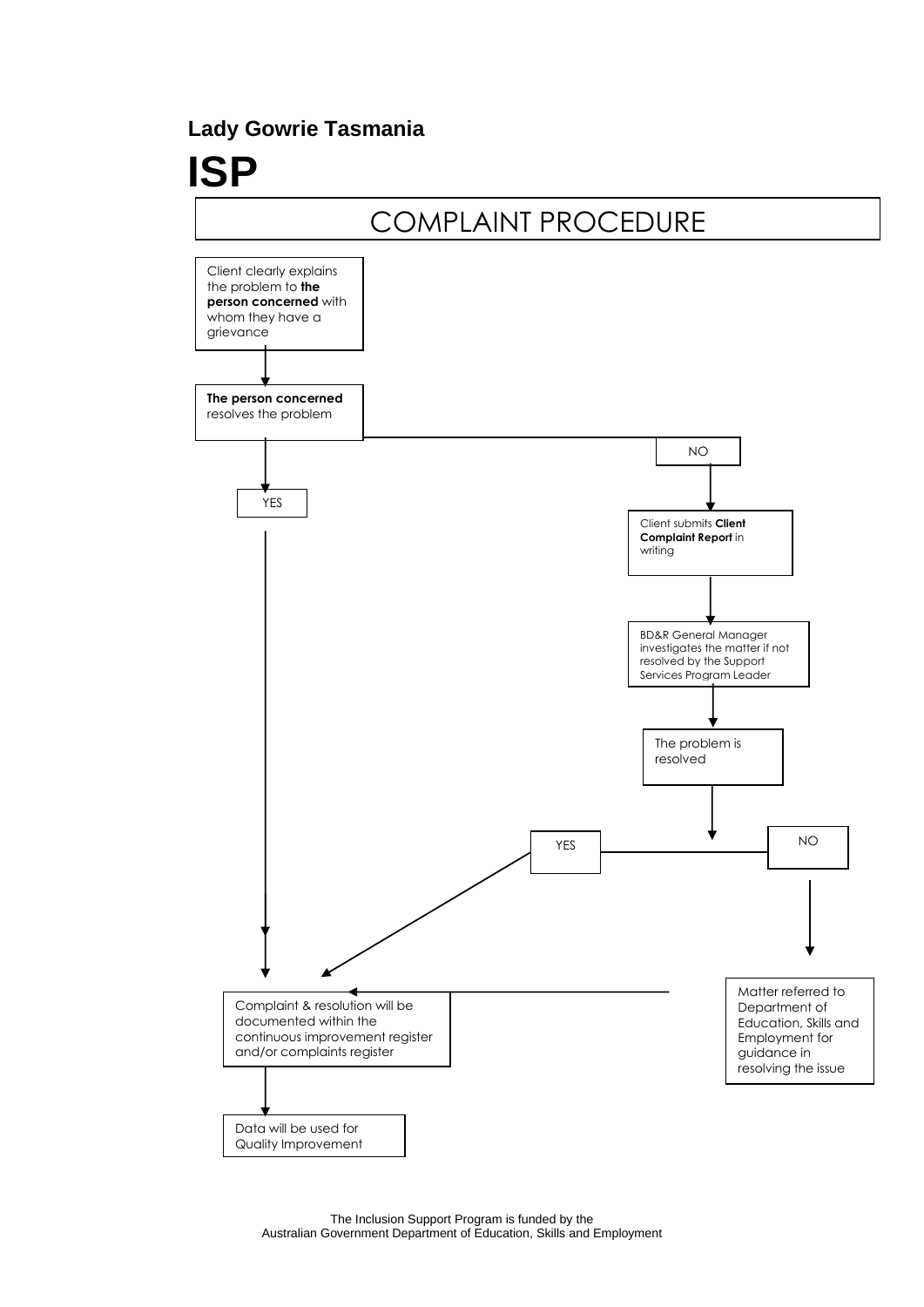**Lady Gowrie Tasmania**

# ISP

## COMPLAINT PROCEDURE

Client clearly explains the problem to **the person concerned** with whom they have a grievance

**The person concerned** resolves the problem

YES

NO

Client submits **Client Complaint Report** in writing

BD&R General Manager investigates the matter if not resolved by the Support Services Program Leader

The problem is resolved

YES

NO

Matter referred to Department of Education, Skills and Employment for guidance in resolving the issue

Complaint & resolution will be documented within the continuous improvement register and/or complaints register

Data will be used for Quality Improvement

The Inclusion Support Program is funded by the Australian Government Department of Education, Skills and Employment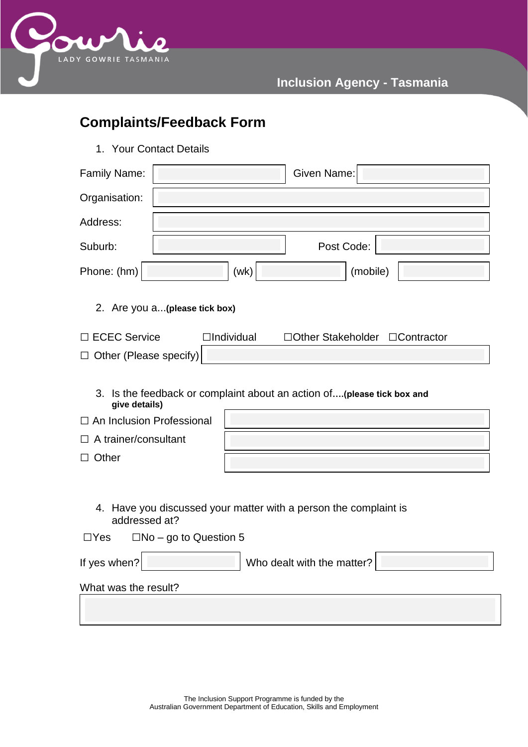Inclusion Agency - Tasmania

# Complaints/Feedback Form

1. Your Contact Details

Family Name: ____________ Given Name: ____________

Organisation: ____________

Address: ____________

Suburb: ____________ Post Code: ____________

Phone: (hm) ____________ (wk) ____________ (mobile) ____________

2. Are you a...**(please tick box)**

☐ ECEC Service ☐Individual ☐Other Stakeholder ☐Contractor

☐ Other (Please specify) ____________

3. Is the feedback or complaint about an action of....**(please tick box and give details)**

☐ An Inclusion Professional ____________

☐ A trainer/consultant ____________

☐ Other ____________

4. Have you discussed your matter with a person the complaint is addressed at?

☐Yes ☐No – go to Question 5

If yes when? ____________ Who dealt with the matter? ____________

What was the result?

____________

The Inclusion Support Programme is funded by the
Australian Government Department of Education, Skills and Employment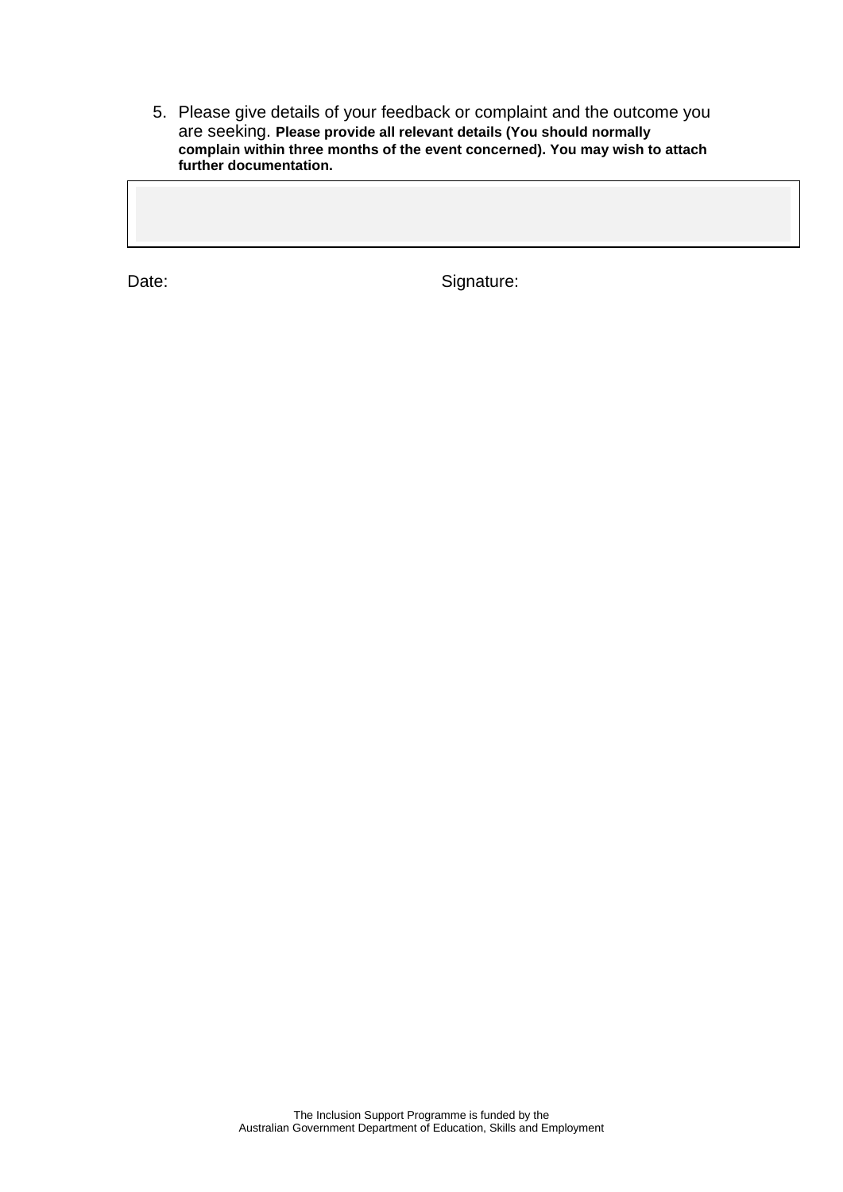5. Please give details of your feedback or complaint and the outcome you are seeking. **Please provide all relevant details (You should normally complain within three months of the event concerned). You may wish to attach further documentation.**

| |
|---|
| |

Date: Signature:

The Inclusion Support Programme is funded by the Australian Government Department of Education, Skills and Employment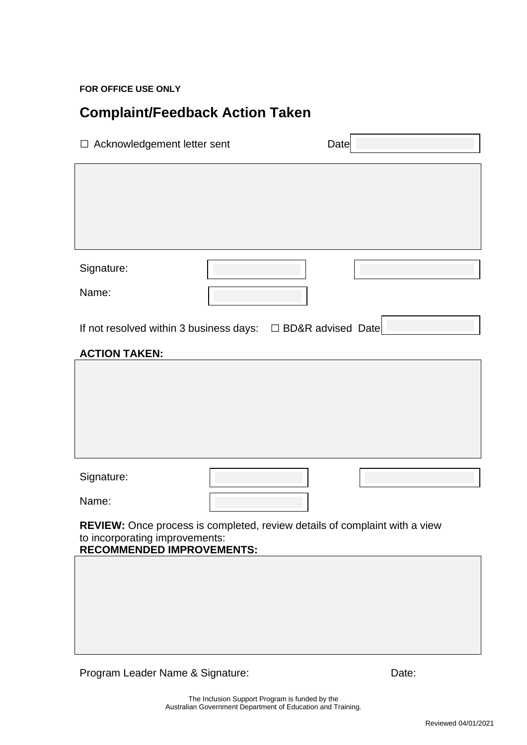**FOR OFFICE USE ONLY**

## Complaint/Feedback Action Taken

☐ Acknowledgement letter sent Date

Signature:

Name:

If not resolved within 3 business days: ☐ BD&R advised Date

**ACTION TAKEN:**

Signature:

Name:

**REVIEW:** Once process is completed, review details of complaint with a view to incorporating improvements:

**RECOMMENDED IMPROVEMENTS:**

Program Leader Name & Signature: Date:

The Inclusion Support Program is funded by the Australian Government Department of Education and Training.

Reviewed 04/01/2021